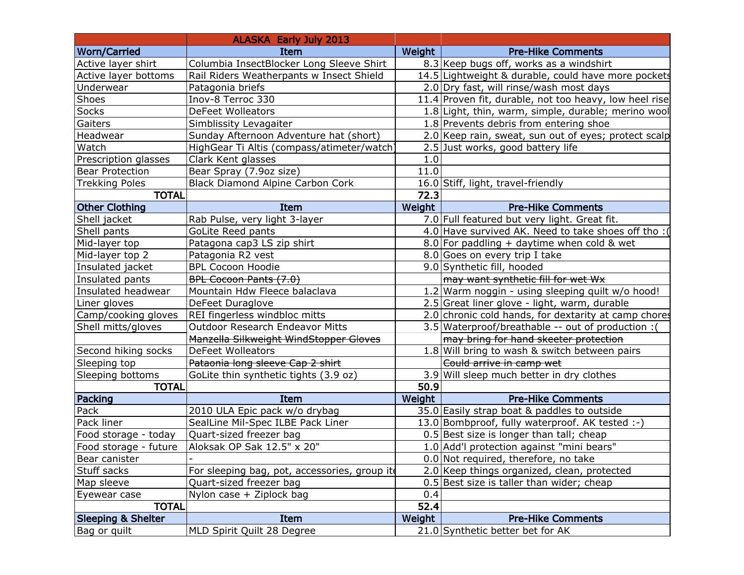| | ALASKA Early July 2013 | | |
|---|---|---|---|
| **Worn/Carried** | **Item** | **Weight** | **Pre-Hike Comments** |
| Active layer shirt | Columbia InsectBlocker Long Sleeve Shirt | 8.3 | Keep bugs off, works as a windshirt |
| Active layer bottoms | Rail Riders Weatherpants w Insect Shield | 14.5 | Lightweight & durable, could have more pockets |
| Underwear | Patagonia briefs | 2.0 | Dry fast, will rinse/wash most days |
| Shoes | Inov-8 Terroc 330 | 11.4 | Proven fit, durable, not too heavy, low heel rise |
| Socks | DeFeet Wolleators | 1.8 | Light, thin, warm, simple, durable; merino wool |
| Gaiters | Simblissity Levagaiter | 1.8 | Prevents debris from entering shoe |
| Headwear | Sunday Afternoon Adventure hat (short) | 2.0 | Keep rain, sweat, sun out of eyes; protect scalp |
| Watch | HighGear Ti Altis (compass/atimeter/watch) | 2.5 | Just works, good battery life |
| Prescription glasses | Clark Kent glasses | 1.0 | |
| Bear Protection | Bear Spray (7.9oz size) | 11.0 | |
| Trekking Poles | Black Diamond Alpine Carbon Cork | 16.0 | Stiff, light, travel-friendly |
| **TOTAL** | | **72.3** | |
| **Other Clothing** | **Item** | **Weight** | **Pre-Hike Comments** |
| Shell jacket | Rab Pulse, very light 3-layer | 7.0 | Full featured but very light. Great fit. |
| Shell pants | GoLite Reed pants | 4.0 | Have survived AK. Need to take shoes off tho :( |
| Mid-layer top | Patagona cap3 LS zip shirt | 8.0 | For paddling + daytime when cold & wet |
| Mid-layer top 2 | Patagonia R2 vest | 8.0 | Goes on every trip I take |
| Insulated jacket | BPL Cocoon Hoodie | 9.0 | Synthetic fill, hooded |
| Insulated pants | ~~BPL Cocoon Pants (7.0)~~ | | ~~may want synthetic fill for wet Wx~~ |
| Insulated headwear | Mountain Hdw Fleece balaclava | 1.2 | Warm noggin - using sleeping quilt w/o hood! |
| Liner gloves | DeFeet Duraglove | 2.5 | Great liner glove - light, warm, durable |
| Camp/cooking gloves | REI fingerless windbloc mitts | 2.0 | chronic cold hands, for dexterity at camp chores |
| Shell mitts/gloves | Outdoor Research Endeavor Mitts | 3.5 | Waterproof/breathable -- out of production :( |
| | ~~Manzella Silkweight WindStopper Gloves~~ | | ~~may bring for hand skeeter protection~~ |
| Second hiking socks | DeFeet Wolleators | 1.8 | Will bring to wash & switch between pairs |
| Sleeping top | ~~Pataonia long sleeve Cap 2 shirt~~ | | ~~Could arrive in camp wet~~ |
| Sleeping bottoms | GoLite thin synthetic tights (3.9 oz) | 3.9 | Will sleep much better in dry clothes |
| **TOTAL** | | **50.9** | |
| **Packing** | **Item** | **Weight** | **Pre-Hike Comments** |
| Pack | 2010 ULA Epic pack w/o drybag | 35.0 | Easily strap boat & paddles to outside |
| Pack liner | SealLine Mil-Spec ILBE Pack Liner | 13.0 | Bombproof, fully waterproof. AK tested :-) |
| Food storage - today | Quart-sized freezer bag | 0.5 | Best size is longer than tall; cheap |
| Food storage - future | Aloksak OP Sak 12.5" x 20" | 1.0 | Add'l protection against "mini bears" |
| Bear canister | - | 0.0 | Not required, therefore, no take |
| Stuff sacks | For sleeping bag, pot, accessories, group ite | 2.0 | Keep things organized, clean, protected |
| Map sleeve | Quart-sized freezer bag | 0.5 | Best size is taller than wider; cheap |
| Eyewear case | Nylon case + Ziplock bag | 0.4 | |
| **TOTAL** | | **52.4** | |
| **Sleeping & Shelter** | **Item** | **Weight** | **Pre-Hike Comments** |
| Bag or quilt | MLD Spirit Quilt 28 Degree | 21.0 | Synthetic better bet for AK |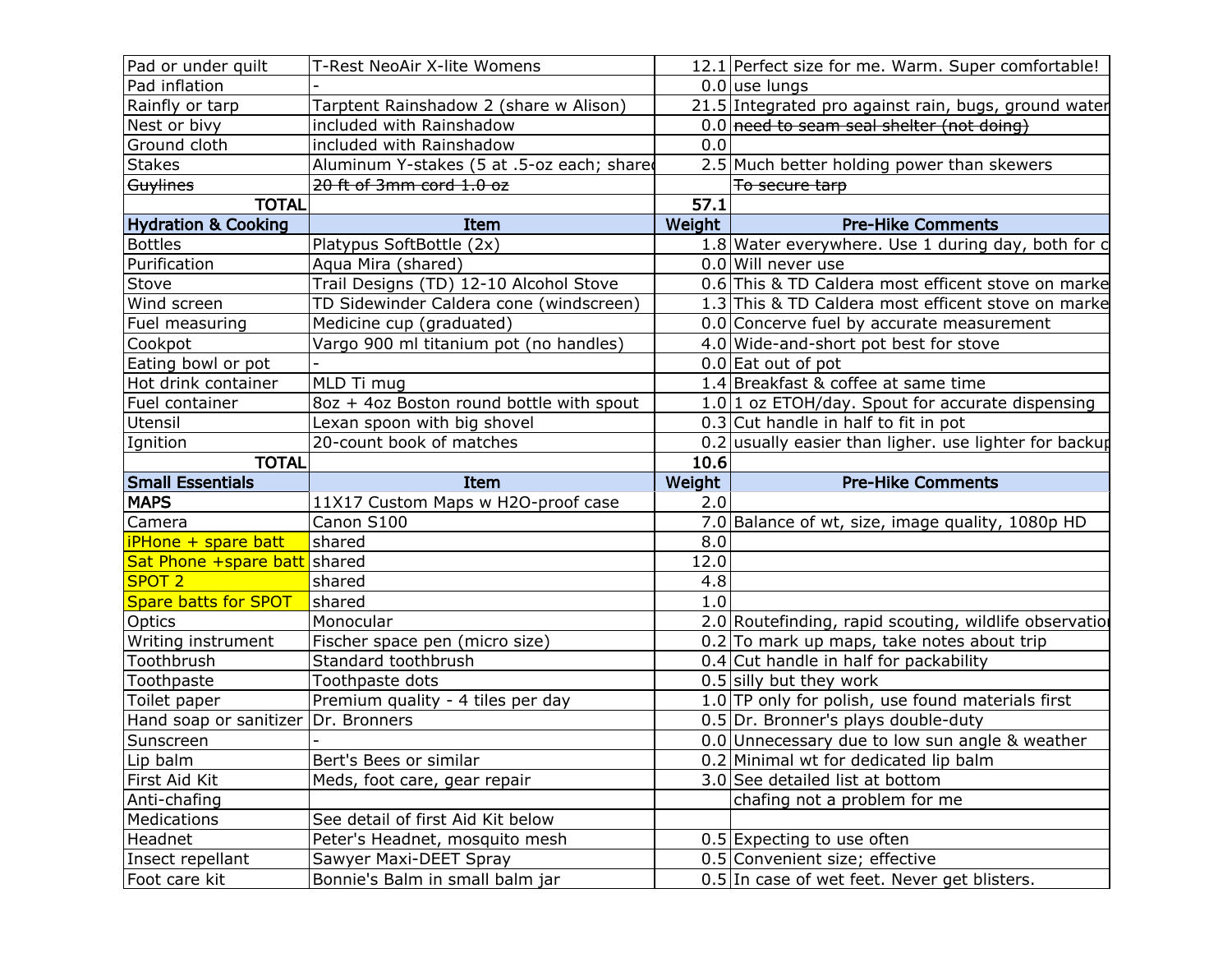| | | | |
|---|---|---|---|
| Pad or under quilt | T-Rest NeoAir X-lite Womens | 12.1 | Perfect size for me. Warm. Super comfortable! |
| Pad inflation | - | 0.0 | use lungs |
| Rainfly or tarp | Tarptent Rainshadow 2 (share w Alison) | 21.5 | Integrated pro against rain, bugs, ground water |
| Nest or bivy | included with Rainshadow | 0.0 | ~~need to seam seal shelter (not doing)~~ |
| Ground cloth | included with Rainshadow | 0.0 | |
| Stakes | Aluminum Y-stakes (5 at .5-oz each; shared | 2.5 | Much better holding power than skewers |
| ~~Guylines~~ | ~~20 ft of 3mm cord 1.0 oz~~ | | ~~To secure tarp~~ |
| **TOTAL** | | **57.1** | |
| **Hydration & Cooking** | **Item** | **Weight** | **Pre-Hike Comments** |
| Bottles | Platypus SoftBottle (2x) | 1.8 | Water everywhere. Use 1 during day, both for c |
| Purification | Aqua Mira (shared) | 0.0 | Will never use |
| Stove | Trail Designs (TD) 12-10 Alcohol Stove | 0.6 | This & TD Caldera most efficent stove on marke |
| Wind screen | TD Sidewinder Caldera cone (windscreen) | 1.3 | This & TD Caldera most efficent stove on marke |
| Fuel measuring | Medicine cup (graduated) | 0.0 | Concerve fuel by accurate measurement |
| Cookpot | Vargo 900 ml titanium pot (no handles) | 4.0 | Wide-and-short pot best for stove |
| Eating bowl or pot | - | 0.0 | Eat out of pot |
| Hot drink container | MLD Ti mug | 1.4 | Breakfast & coffee at same time |
| Fuel container | 8oz + 4oz Boston round bottle with spout | 1.0 | 1 oz ETOH/day. Spout for accurate dispensing |
| Utensil | Lexan spoon with big shovel | 0.3 | Cut handle in half to fit in pot |
| Ignition | 20-count book of matches | 0.2 | usually easier than ligher. use lighter for backup |
| **TOTAL** | | **10.6** | |
| **Small Essentials** | **Item** | **Weight** | **Pre-Hike Comments** |
| **MAPS** | 11X17 Custom Maps w H2O-proof case | 2.0 | |
| Camera | Canon S100 | 7.0 | Balance of wt, size, image quality, 1080p HD |
| iPhone + spare batt | shared | 8.0 | |
| Sat Phone +spare batt | shared | 12.0 | |
| SPOT 2 | shared | 4.8 | |
| Spare batts for SPOT | shared | 1.0 | |
| Optics | Monocular | 2.0 | Routefinding, rapid scouting, wildlife observation |
| Writing instrument | Fischer space pen (micro size) | 0.2 | To mark up maps, take notes about trip |
| Toothbrush | Standard toothbrush | 0.4 | Cut handle in half for packability |
| Toothpaste | Toothpaste dots | 0.5 | silly but they work |
| Toilet paper | Premium quality - 4 tiles per day | 1.0 | TP only for polish, use found materials first |
| Hand soap or sanitizer | Dr. Bronners | 0.5 | Dr. Bronner's plays double-duty |
| Sunscreen | - | 0.0 | Unnecessary due to low sun angle & weather |
| Lip balm | Bert's Bees or similar | 0.2 | Minimal wt for dedicated lip balm |
| First Aid Kit | Meds, foot care, gear repair | 3.0 | See detailed list at bottom |
| Anti-chafing | | | chafing not a problem for me |
| Medications | See detail of first Aid Kit below | | |
| Headnet | Peter's Headnet, mosquito mesh | 0.5 | Expecting to use often |
| Insect repellant | Sawyer Maxi-DEET Spray | 0.5 | Convenient size; effective |
| Foot care kit | Bonnie's Balm in small balm jar | 0.5 | In case of wet feet. Never get blisters. |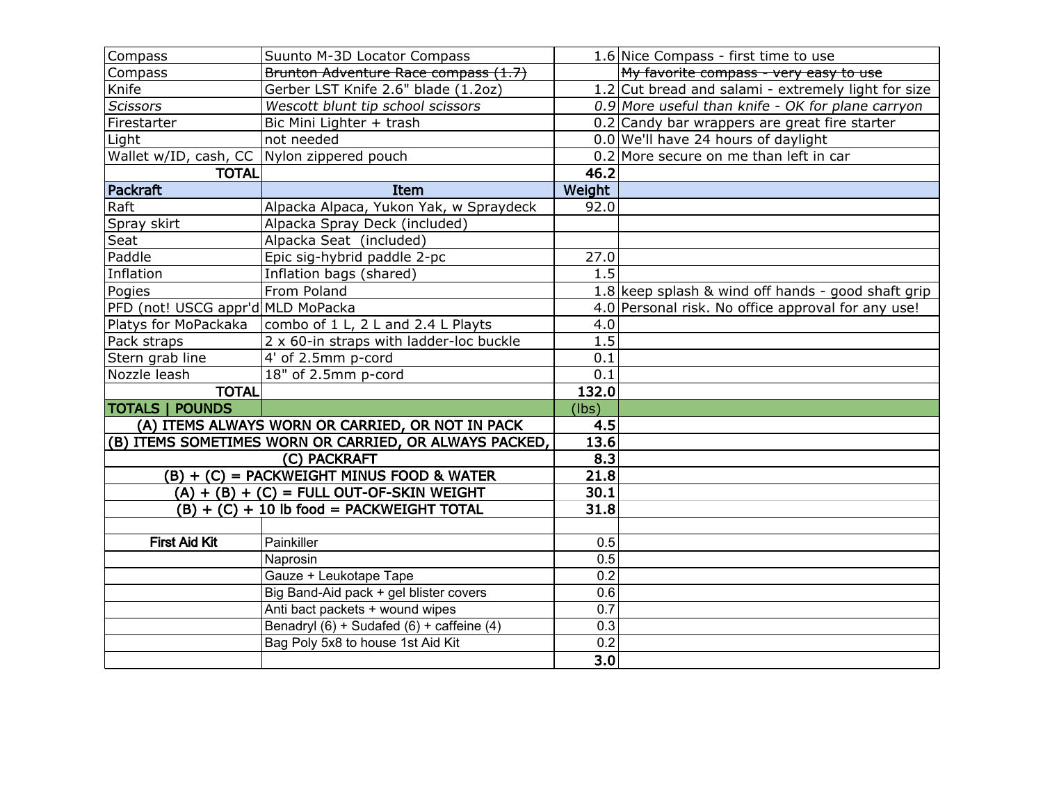| | | | |
|---|---|---|---|
| Compass | Suunto M-3D Locator Compass | 1.6 | Nice Compass - first time to use |
| Compass | ~~Brunton Adventure Race compass (1.7)~~ | | ~~My favorite compass - very easy to use~~ |
| Knife | Gerber LST Knife 2.6" blade (1.2oz) | 1.2 | Cut bread and salami - extremely light for size |
| *Scissors* | *Wescott blunt tip school scissors* | *0.9* | *More useful than knife - OK for plane carryon* |
| Firestarter | Bic Mini Lighter + trash | 0.2 | Candy bar wrappers are great fire starter |
| Light | not needed | 0.0 | We'll have 24 hours of daylight |
| Wallet w/ID, cash, CC | Nylon zippered pouch | 0.2 | More secure on me than left in car |
| **TOTAL** | | **46.2** | |
| **Packraft** | **Item** | **Weight** | |
| Raft | Alpacka Alpaca, Yukon Yak, w Spraydeck | 92.0 | |
| Spray skirt | Alpacka Spray Deck (included) | | |
| Seat | Alpacka Seat (included) | | |
| Paddle | Epic sig-hybrid paddle 2-pc | 27.0 | |
| Inflation | Inflation bags (shared) | 1.5 | |
| Pogies | From Poland | 1.8 | keep splash & wind off hands - good shaft grip |
| PFD (not! USCG appr'd | MLD MoPacka | 4.0 | Personal risk. No office approval for any use! |
| Platys for MoPackaka | combo of 1 L, 2 L and 2.4 L Playts | 4.0 | |
| Pack straps | 2 x 60-in straps with ladder-loc buckle | 1.5 | |
| Stern grab line | 4' of 2.5mm p-cord | 0.1 | |
| Nozzle leash | 18" of 2.5mm p-cord | 0.1 | |
| **TOTAL** | | **132.0** | |
| **TOTALS \| POUNDS** | | (lbs) | |
| **(A) ITEMS ALWAYS WORN OR CARRIED, OR NOT IN PACK** | | **4.5** | |
| **(B) ITEMS SOMETIMES WORN OR CARRIED, OR ALWAYS PACKED,** | | **13.6** | |
| **(C) PACKRAFT** | | **8.3** | |
| **(B) + (C) = PACKWEIGHT MINUS FOOD & WATER** | | **21.8** | |
| **(A) + (B) + (C) = FULL OUT-OF-SKIN WEIGHT** | | **30.1** | |
| **(B) + (C) + 10 lb food = PACKWEIGHT TOTAL** | | **31.8** | |
| | | | |
| **First Aid Kit** | Painkiller | 0.5 | |
| | Naprosin | 0.5 | |
| | Gauze + Leukotape Tape | 0.2 | |
| | Big Band-Aid pack + gel blister covers | 0.6 | |
| | Anti bact packets + wound wipes | 0.7 | |
| | Benadryl (6) + Sudafed (6) + caffeine (4) | 0.3 | |
| | Bag Poly 5x8 to house 1st Aid Kit | 0.2 | |
| | | **3.0** | |